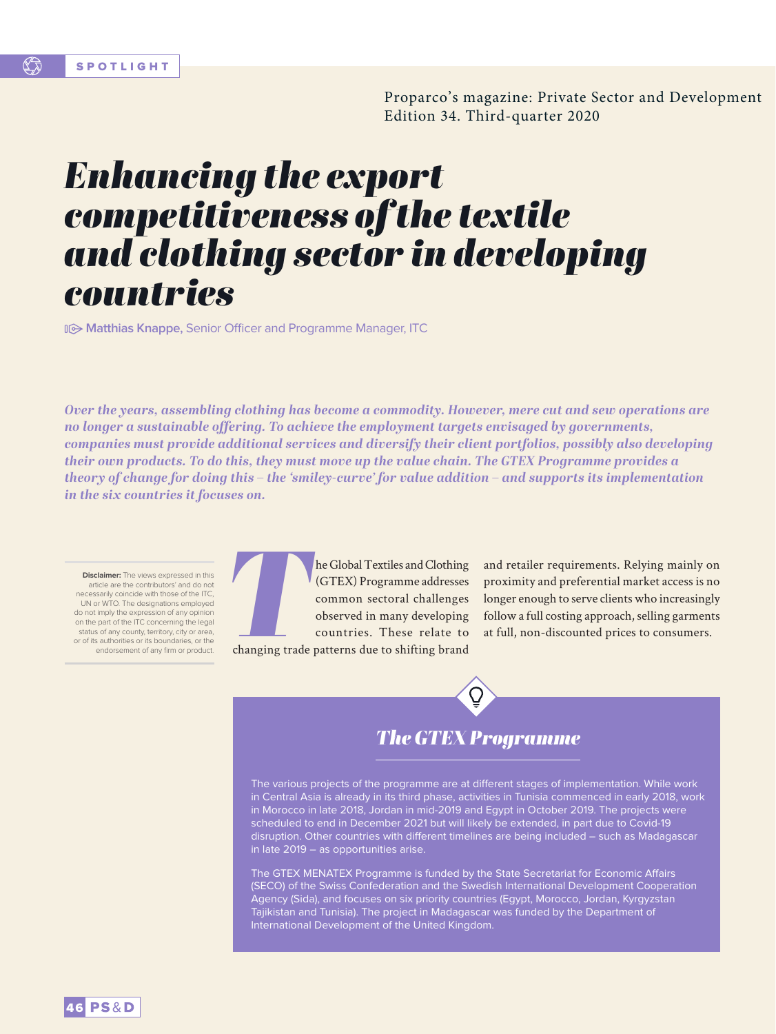SPOTLIGHT

Proparco's magazine: Private Sector and Development
Edition 34. Third-quarter 2020

# *Enhancing the export competitiveness of the textile and clothing sector in developing countries*

**Matthias Knappe,** Senior Officer and Programme Manager, ITC

***Over the years, assembling clothing has become a commodity. However, mere cut and sew operations are no longer a sustainable offering. To achieve the employment targets envisaged by governments, companies must provide additional services and diversify their client portfolios, possibly also developing their own products. To do this, they must move up the value chain. The GTEX Programme provides a theory of change for doing this – the 'smiley-curve' for value addition – and supports its implementation in the six countries it focuses on.***

**Disclaimer:** The views expressed in this article are the contributors' and do not necessarily coincide with those of the ITC, UN or WTO. The designations employed do not imply the expression of any opinion on the part of the ITC concerning the legal status of any county, territory, city or area, or of its authorities or its boundaries, or the endorsement of any firm or product.

The Global Textiles and Clothing (GTEX) Programme addresses common sectoral challenges observed in many developing countries. These relate to changing trade patterns due to shifting brand and retailer requirements. Relying mainly on proximity and preferential market access is no longer enough to serve clients who increasingly follow a full costing approach, selling garments at full, non-discounted prices to consumers.

## *The GTEX Programme*

The various projects of the programme are at different stages of implementation. While work in Central Asia is already in its third phase, activities in Tunisia commenced in early 2018, work in Morocco in late 2018, Jordan in mid-2019 and Egypt in October 2019. The projects were scheduled to end in December 2021 but will likely be extended, in part due to Covid-19 disruption. Other countries with different timelines are being included – such as Madagascar in late 2019 – as opportunities arise.

The GTEX MENATEX Programme is funded by the State Secretariat for Economic Affairs (SECO) of the Swiss Confederation and the Swedish International Development Cooperation Agency (Sida), and focuses on six priority countries (Egypt, Morocco, Jordan, Kyrgyzstan Tajikistan and Tunisia). The project in Madagascar was funded by the Department of International Development of the United Kingdom.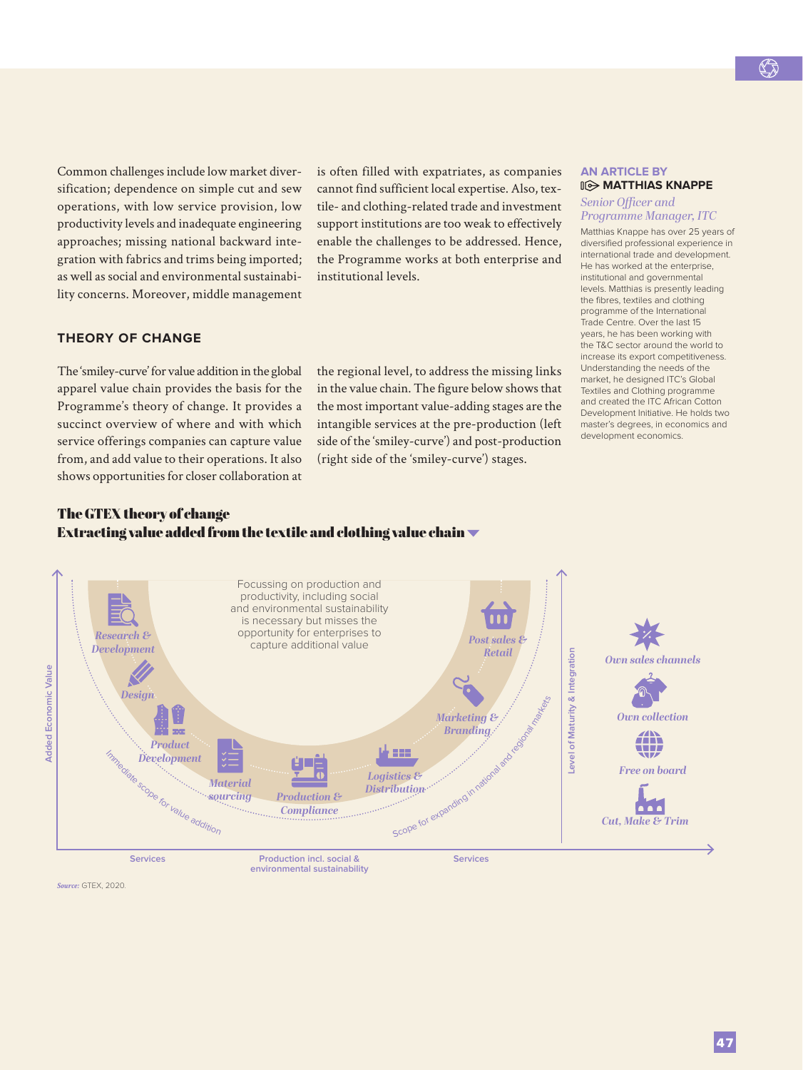Common challenges include low market diversification; dependence on simple cut and sew operations, with low service provision, low productivity levels and inadequate engineering approaches; missing national backward integration with fabrics and trims being imported; as well as social and environmental sustainability concerns. Moreover, middle management is often filled with expatriates, as companies cannot find sufficient local expertise. Also, textile- and clothing-related trade and investment support institutions are too weak to effectively enable the challenges to be addressed. Hence, the Programme works at both enterprise and institutional levels.

## THEORY OF CHANGE

The 'smiley-curve' for value addition in the global apparel value chain provides the basis for the Programme's theory of change. It provides a succinct overview of where and with which service offerings companies can capture value from, and add value to their operations. It also shows opportunities for closer collaboration at the regional level, to address the missing links in the value chain. The figure below shows that the most important value-adding stages are the intangible services at the pre-production (left side of the 'smiley-curve') and post-production (right side of the 'smiley-curve') stages.

**AN ARTICLE BY**
**MATTHIAS KNAPPE**

*Senior Officer and Programme Manager, ITC*

Matthias Knappe has over 25 years of diversified professional experience in international trade and development. He has worked at the enterprise, institutional and governmental levels. Matthias is presently leading the fibres, textiles and clothing programme of the International Trade Centre. Over the last 15 years, he has been working with the T&C sector around the world to increase its export competitiveness. Understanding the needs of the market, he designed ITC's Global Textiles and Clothing programme and created the ITC African Cotton Development Initiative. He holds two master's degrees, in economics and development economics.

**The GTEX theory of change**
**Extracting value added from the textile and clothing value chain**

Focussing on production and productivity, including social and environmental sustainability is necessary but misses the opportunity for enterprises to capture additional value

*Research & Development* · *Design* · *Product Development* · *Material sourcing* · *Production & Compliance* · *Logistics & Distribution* · *Marketing & Branding* · *Post sales & Retail*

Immediate scope for value addition · Scope for expanding in national and regional markets

Added Economic Value · Level of Maturity & Integration

*Own sales channels* · *Own collection* · *Free on board* · *Cut, Make & Trim*

Services · Production incl. social & environmental sustainability · Services

*Source:* GTEX, 2020.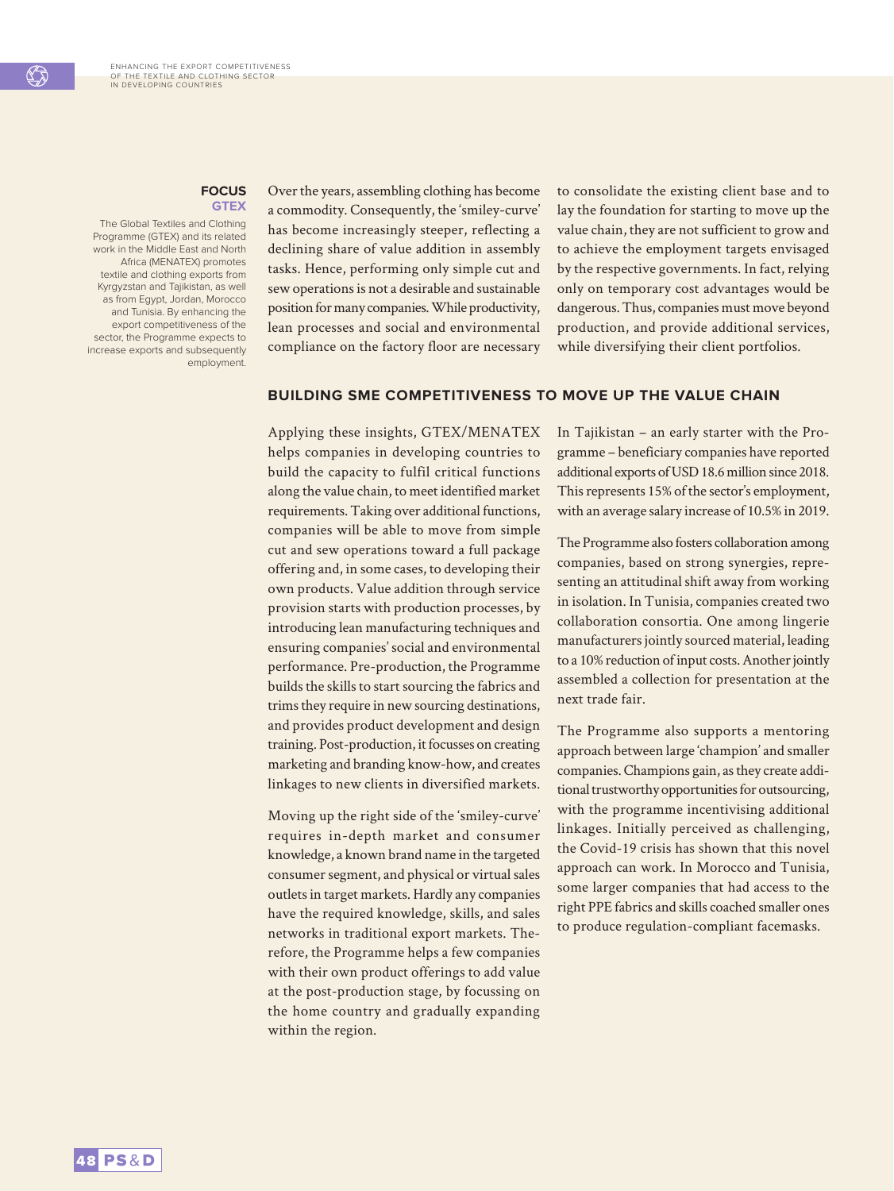**FOCUS**
**GTEX**

The Global Textiles and Clothing Programme (GTEX) and its related work in the Middle East and North Africa (MENATEX) promotes textile and clothing exports from Kyrgyzstan and Tajikistan, as well as from Egypt, Jordan, Morocco and Tunisia. By enhancing the export competitiveness of the sector, the Programme expects to increase exports and subsequently employment.

Over the years, assembling clothing has become a commodity. Consequently, the 'smiley-curve' has become increasingly steeper, reflecting a declining share of value addition in assembly tasks. Hence, performing only simple cut and sew operations is not a desirable and sustainable position for many companies. While productivity, lean processes and social and environmental compliance on the factory floor are necessary to consolidate the existing client base and to lay the foundation for starting to move up the value chain, they are not sufficient to grow and to achieve the employment targets envisaged by the respective governments. In fact, relying only on temporary cost advantages would be dangerous. Thus, companies must move beyond production, and provide additional services, while diversifying their client portfolios.

## BUILDING SME COMPETITIVENESS TO MOVE UP THE VALUE CHAIN

Applying these insights, GTEX/MENATEX helps companies in developing countries to build the capacity to fulfil critical functions along the value chain, to meet identified market requirements. Taking over additional functions, companies will be able to move from simple cut and sew operations toward a full package offering and, in some cases, to developing their own products. Value addition through service provision starts with production processes, by introducing lean manufacturing techniques and ensuring companies' social and environmental performance. Pre-production, the Programme builds the skills to start sourcing the fabrics and trims they require in new sourcing destinations, and provides product development and design training. Post-production, it focusses on creating marketing and branding know-how, and creates linkages to new clients in diversified markets.

Moving up the right side of the 'smiley-curve' requires in-depth market and consumer knowledge, a known brand name in the targeted consumer segment, and physical or virtual sales outlets in target markets. Hardly any companies have the required knowledge, skills, and sales networks in traditional export markets. Therefore, the Programme helps a few companies with their own product offerings to add value at the post-production stage, by focussing on the home country and gradually expanding within the region.

In Tajikistan – an early starter with the Programme – beneficiary companies have reported additional exports of USD 18.6 million since 2018. This represents 15% of the sector's employment, with an average salary increase of 10.5% in 2019.

The Programme also fosters collaboration among companies, based on strong synergies, representing an attitudinal shift away from working in isolation. In Tunisia, companies created two collaboration consortia. One among lingerie manufacturers jointly sourced material, leading to a 10% reduction of input costs. Another jointly assembled a collection for presentation at the next trade fair.

The Programme also supports a mentoring approach between large 'champion' and smaller companies. Champions gain, as they create additional trustworthy opportunities for outsourcing, with the programme incentivising additional linkages. Initially perceived as challenging, the Covid-19 crisis has shown that this novel approach can work. In Morocco and Tunisia, some larger companies that had access to the right PPE fabrics and skills coached smaller ones to produce regulation-compliant facemasks.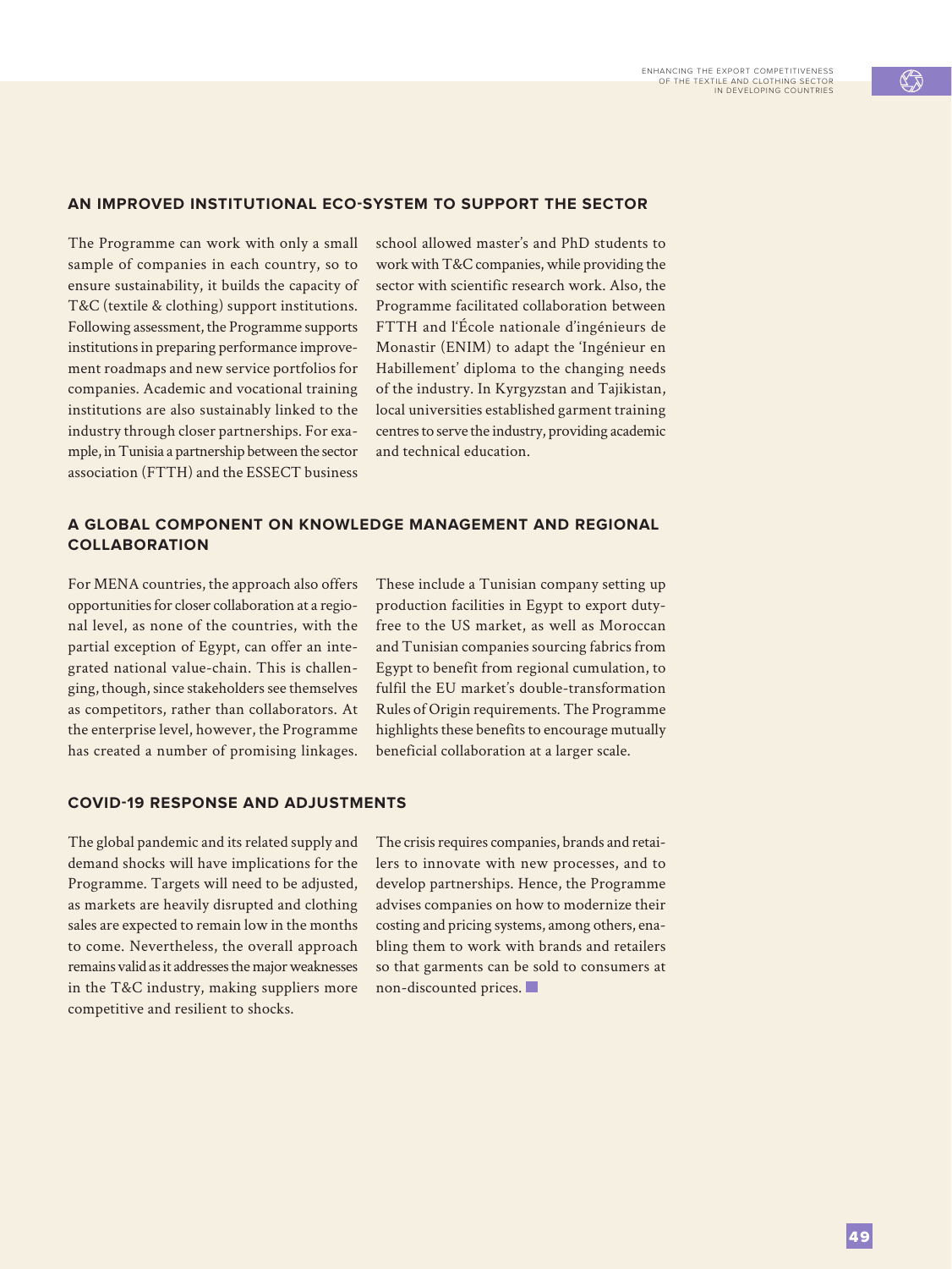## AN IMPROVED INSTITUTIONAL ECO-SYSTEM TO SUPPORT THE SECTOR

The Programme can work with only a small sample of companies in each country, so to ensure sustainability, it builds the capacity of T&C (textile & clothing) support institutions. Following assessment, the Programme supports institutions in preparing performance improvement roadmaps and new service portfolios for companies. Academic and vocational training institutions are also sustainably linked to the industry through closer partnerships. For example, in Tunisia a partnership between the sector association (FTTH) and the ESSECT business school allowed master's and PhD students to work with T&C companies, while providing the sector with scientific research work. Also, the Programme facilitated collaboration between FTTH and l'École nationale d'ingénieurs de Monastir (ENIM) to adapt the 'Ingénieur en Habillement' diploma to the changing needs of the industry. In Kyrgyzstan and Tajikistan, local universities established garment training centres to serve the industry, providing academic and technical education.

## A GLOBAL COMPONENT ON KNOWLEDGE MANAGEMENT AND REGIONAL COLLABORATION

For MENA countries, the approach also offers opportunities for closer collaboration at a regional level, as none of the countries, with the partial exception of Egypt, can offer an integrated national value-chain. This is challenging, though, since stakeholders see themselves as competitors, rather than collaborators. At the enterprise level, however, the Programme has created a number of promising linkages. These include a Tunisian company setting up production facilities in Egypt to export duty-free to the US market, as well as Moroccan and Tunisian companies sourcing fabrics from Egypt to benefit from regional cumulation, to fulfil the EU market's double-transformation Rules of Origin requirements. The Programme highlights these benefits to encourage mutually beneficial collaboration at a larger scale.

## COVID-19 RESPONSE AND ADJUSTMENTS

The global pandemic and its related supply and demand shocks will have implications for the Programme. Targets will need to be adjusted, as markets are heavily disrupted and clothing sales are expected to remain low in the months to come. Nevertheless, the overall approach remains valid as it addresses the major weaknesses in the T&C industry, making suppliers more competitive and resilient to shocks. The crisis requires companies, brands and retailers to innovate with new processes, and to develop partnerships. Hence, the Programme advises companies on how to modernize their costing and pricing systems, among others, enabling them to work with brands and retailers so that garments can be sold to consumers at non-discounted prices.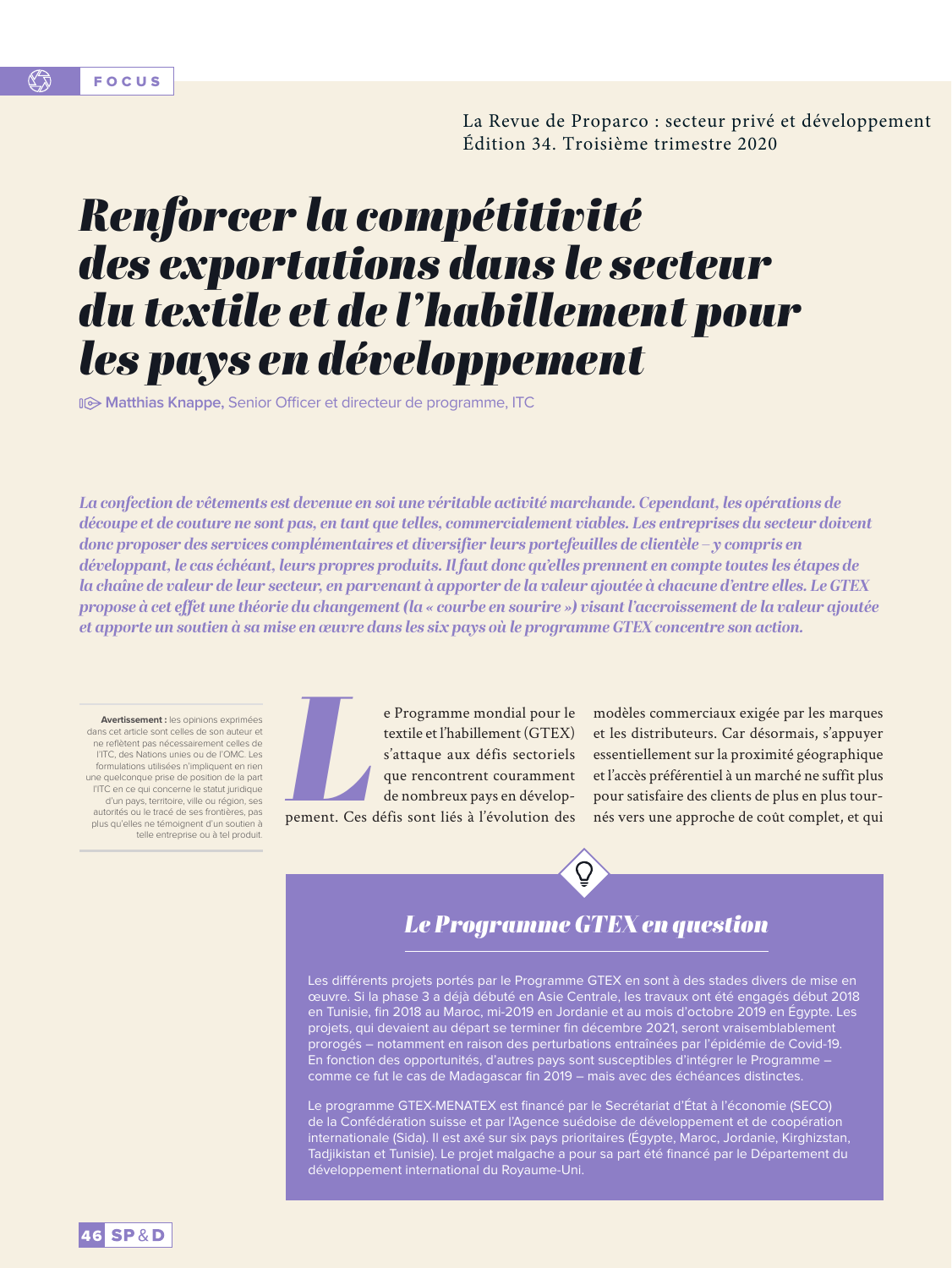FOCUS

La Revue de Proparco : secteur privé et développement
Édition 34. Troisième trimestre 2020

# *Renforcer la compétitivité des exportations dans le secteur du textile et de l'habillement pour les pays en développement*

**Matthias Knappe,** Senior Officer et directeur de programme, ITC

***La confection de vêtements est devenue en soi une véritable activité marchande. Cependant, les opérations de découpe et de couture ne sont pas, en tant que telles, commercialement viables. Les entreprises du secteur doivent donc proposer des services complémentaires et diversifier leurs portefeuilles de clientèle – y compris en développant, le cas échéant, leurs propres produits. Il faut donc qu'elles prennent en compte toutes les étapes de la chaîne de valeur de leur secteur, en parvenant à apporter de la valeur ajoutée à chacune d'entre elles. Le GTEX propose à cet effet une théorie du changement (la « courbe en sourire ») visant l'accroissement de la valeur ajoutée et apporte un soutien à sa mise en œuvre dans les six pays où le programme GTEX concentre son action.***

**Avertissement :** les opinions exprimées dans cet article sont celles de son auteur et ne reflètent pas nécessairement celles de l'ITC, des Nations unies ou de l'OMC. Les formulations utilisées n'impliquent en rien une quelconque prise de position de la part l'ITC en ce qui concerne le statut juridique d'un pays, territoire, ville ou région, ses autorités ou le tracé de ses frontières, pas plus qu'elles ne témoignent d'un soutien à telle entreprise ou à tel produit.

Le Programme mondial pour le textile et l'habillement (GTEX) s'attaque aux défis sectoriels que rencontrent couramment de nombreux pays en développement. Ces défis sont liés à l'évolution des modèles commerciaux exigée par les marques et les distributeurs. Car désormais, s'appuyer essentiellement sur la proximité géographique et l'accès préférentiel à un marché ne suffit plus pour satisfaire des clients de plus en plus tournés vers une approche de coût complet, et qui

## *Le Programme GTEX en question*

Les différents projets portés par le Programme GTEX en sont à des stades divers de mise en œuvre. Si la phase 3 a déjà débuté en Asie Centrale, les travaux ont été engagés début 2018 en Tunisie, fin 2018 au Maroc, mi-2019 en Jordanie et au mois d'octobre 2019 en Égypte. Les projets, qui devaient au départ se terminer fin décembre 2021, seront vraisemblablement prorogés – notamment en raison des perturbations entraînées par l'épidémie de Covid-19. En fonction des opportunités, d'autres pays sont susceptibles d'intégrer le Programme – comme ce fut le cas de Madagascar fin 2019 – mais avec des échéances distinctes.

Le programme GTEX-MENATEX est financé par le Secrétariat d'État à l'économie (SECO) de la Confédération suisse et par l'Agence suédoise de développement et de coopération internationale (Sida). Il est axé sur six pays prioritaires (Égypte, Maroc, Jordanie, Kirghizstan, Tadjikistan et Tunisie). Le projet malgache a pour sa part été financé par le Département du développement international du Royaume-Uni.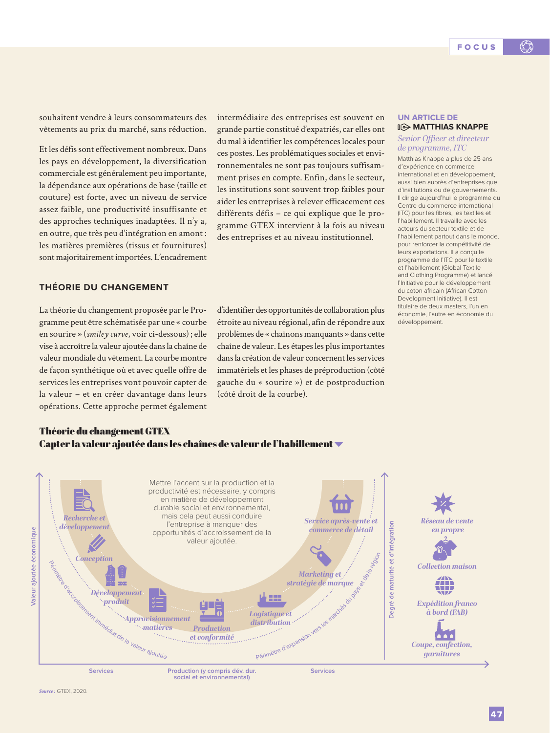souhaitent vendre à leurs consommateurs des vêtements au prix du marché, sans réduction.

Et les défis sont effectivement nombreux. Dans les pays en développement, la diversification commerciale est généralement peu importante, la dépendance aux opérations de base (taille et couture) est forte, avec un niveau de service assez faible, une productivité insuffisante et des approches techniques inadaptées. Il n'y a, en outre, que très peu d'intégration en amont : les matières premières (tissus et fournitures) sont majoritairement importées. L'encadrement intermédiaire des entreprises est souvent en grande partie constitué d'expatriés, car elles ont du mal à identifier les compétences locales pour ces postes. Les problématiques sociales et environnementales ne sont pas toujours suffisamment prises en compte. Enfin, dans le secteur, les institutions sont souvent trop faibles pour aider les entreprises à relever efficacement ces différents défis – ce qui explique que le programme GTEX intervient à la fois au niveau des entreprises et au niveau institutionnel.

**UN ARTICLE DE**
**MATTHIAS KNAPPE**

*Senior Officer et directeur de programme, ITC*

Matthias Knappe a plus de 25 ans d'expérience en commerce international et en développement, aussi bien auprès d'entreprises que d'institutions ou de gouvernements. Il dirige aujourd'hui le programme du Centre du commerce international (ITC) pour les fibres, les textiles et l'habillement. Il travaille avec les acteurs du secteur textile et de l'habillement partout dans le monde, pour renforcer la compétitivité de leurs exportations. Il a conçu le programme de l'ITC pour le textile et l'habillement (Global Textile and Clothing Programme) et lancé l'Initiative pour le développement du coton africain (African Cotton Development Initiative). Il est titulaire de deux masters, l'un en économie, l'autre en économie du développement.

## THÉORIE DU CHANGEMENT

La théorie du changement proposée par le Programme peut être schématisée par une « courbe en sourire » (*smiley curve*, voir ci-dessous) ; elle vise à accroître la valeur ajoutée dans la chaîne de valeur mondiale du vêtement. La courbe montre de façon synthétique où et avec quelle offre de services les entreprises vont pouvoir capter de la valeur – et en créer davantage dans leurs opérations. Cette approche permet également d'identifier des opportunités de collaboration plus étroite au niveau régional, afin de répondre aux problèmes de « chaînons manquants » dans cette chaîne de valeur. Les étapes les plus importantes dans la création de valeur concernent les services immatériels et les phases de préproduction (côté gauche du « sourire ») et de postproduction (côté droit de la courbe).

**Théorie du changement GTEX**
**Capter la valeur ajoutée dans les chaînes de valeur de l'habillement**

Mettre l'accent sur la production et la productivité est nécessaire, y compris en matière de développement durable social et environnemental, mais cela peut aussi conduire l'entreprise à manquer des opportunités d'accroissement de la valeur ajoutée.

Axe vertical : Valeur ajoutée économique

Axe horizontal : Services – Production (y compris dév. dur. social et environnemental) – Services

*Recherche et développement* – *Conception* – *Développement produit* – *Approvisionnement matières* – *Production et conformité* – *Logistique et distribution* – *Marketing et stratégie de marque* – *Service après-vente et commerce de détail*

Périmètre d'accroissement immédiat de la valeur ajoutée

Périmètre d'expansion vers les marchés du pays et de la région

Degré de maturité et d'intégration : *Coupe, confection, garnitures* – *Expédition franco à bord (FAB)* – *Collection maison* – *Réseau de vente en propre*

*Source :* GTEX, 2020.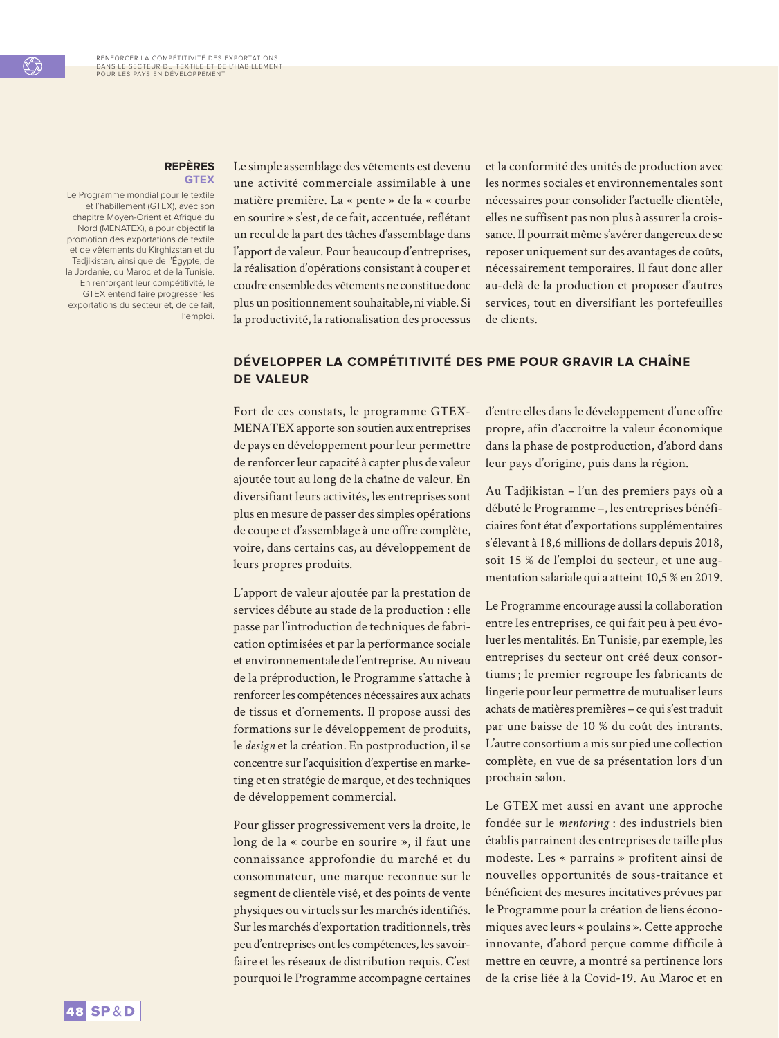**REPÈRES**
**GTEX**

Le Programme mondial pour le textile et l'habillement (GTEX), avec son chapitre Moyen-Orient et Afrique du Nord (MENATEX), a pour objectif la promotion des exportations de textile et de vêtements du Kirghizstan et du Tadjikistan, ainsi que de l'Égypte, de la Jordanie, du Maroc et de la Tunisie. En renforçant leur compétitivité, le GTEX entend faire progresser les exportations du secteur et, de ce fait, l'emploi.

Le simple assemblage des vêtements est devenu une activité commerciale assimilable à une matière première. La « pente » de la « courbe en sourire » s'est, de ce fait, accentuée, reflétant un recul de la part des tâches d'assemblage dans l'apport de valeur. Pour beaucoup d'entreprises, la réalisation d'opérations consistant à couper et coudre ensemble des vêtements ne constitue donc plus un positionnement souhaitable, ni viable. Si la productivité, la rationalisation des processus et la conformité des unités de production avec les normes sociales et environnementales sont nécessaires pour consolider l'actuelle clientèle, elles ne suffisent pas non plus à assurer la croissance. Il pourrait même s'avérer dangereux de se reposer uniquement sur des avantages de coûts, nécessairement temporaires. Il faut donc aller au-delà de la production et proposer d'autres services, tout en diversifiant les portefeuilles de clients.

## DÉVELOPPER LA COMPÉTITIVITÉ DES PME POUR GRAVIR LA CHAÎNE DE VALEUR

Fort de ces constats, le programme GTEX-MENATEX apporte son soutien aux entreprises de pays en développement pour leur permettre de renforcer leur capacité à capter plus de valeur ajoutée tout au long de la chaîne de valeur. En diversifiant leurs activités, les entreprises sont plus en mesure de passer des simples opérations de coupe et d'assemblage à une offre complète, voire, dans certains cas, au développement de leurs propres produits.

L'apport de valeur ajoutée par la prestation de services débute au stade de la production : elle passe par l'introduction de techniques de fabrication optimisées et par la performance sociale et environnementale de l'entreprise. Au niveau de la préproduction, le Programme s'attache à renforcer les compétences nécessaires aux achats de tissus et d'ornements. Il propose aussi des formations sur le développement de produits, le *design* et la création. En postproduction, il se concentre sur l'acquisition d'expertise en marketing et en stratégie de marque, et des techniques de développement commercial.

Pour glisser progressivement vers la droite, le long de la « courbe en sourire », il faut une connaissance approfondie du marché et du consommateur, une marque reconnue sur le segment de clientèle visé, et des points de vente physiques ou virtuels sur les marchés identifiés. Sur les marchés d'exportation traditionnels, très peu d'entreprises ont les compétences, les savoir-faire et les réseaux de distribution requis. C'est pourquoi le Programme accompagne certaines d'entre elles dans le développement d'une offre propre, afin d'accroître la valeur économique dans la phase de postproduction, d'abord dans leur pays d'origine, puis dans la région.

Au Tadjikistan – l'un des premiers pays où a débuté le Programme –, les entreprises bénéficiaires font état d'exportations supplémentaires s'élevant à 18,6 millions de dollars depuis 2018, soit 15 % de l'emploi du secteur, et une augmentation salariale qui a atteint 10,5 % en 2019.

Le Programme encourage aussi la collaboration entre les entreprises, ce qui fait peu à peu évoluer les mentalités. En Tunisie, par exemple, les entreprises du secteur ont créé deux consortiums ; le premier regroupe les fabricants de lingerie pour leur permettre de mutualiser leurs achats de matières premières – ce qui s'est traduit par une baisse de 10 % du coût des intrants. L'autre consortium a mis sur pied une collection complète, en vue de sa présentation lors d'un prochain salon.

Le GTEX met aussi en avant une approche fondée sur le *mentoring* : des industriels bien établis parrainent des entreprises de taille plus modeste. Les « parrains » profitent ainsi de nouvelles opportunités de sous-traitance et bénéficient des mesures incitatives prévues par le Programme pour la création de liens économiques avec leurs « poulains ». Cette approche innovante, d'abord perçue comme difficile à mettre en œuvre, a montré sa pertinence lors de la crise liée à la Covid-19. Au Maroc et en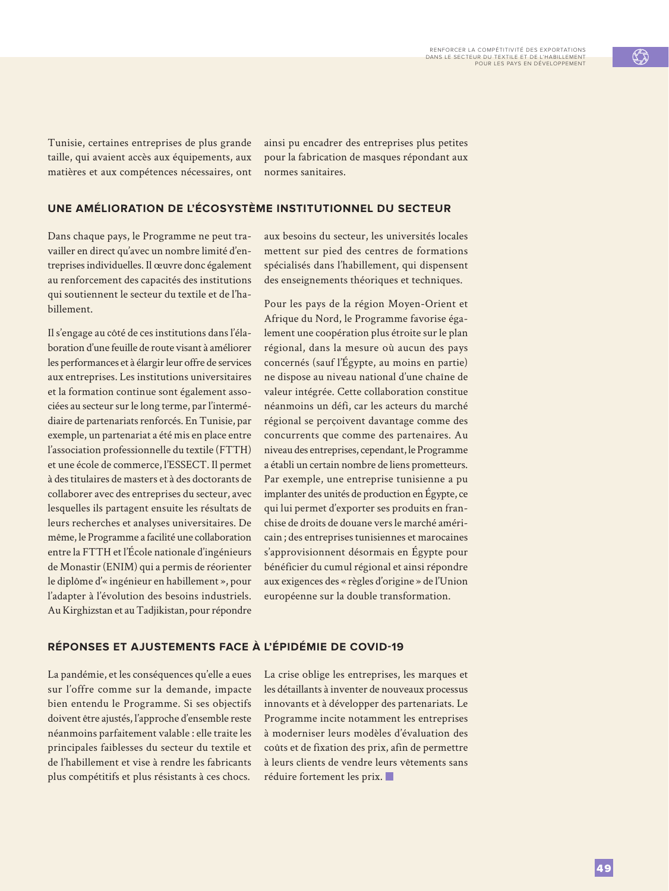Tunisie, certaines entreprises de plus grande taille, qui avaient accès aux équipements, aux matières et aux compétences nécessaires, ont ainsi pu encadrer des entreprises plus petites pour la fabrication de masques répondant aux normes sanitaires.

## UNE AMÉLIORATION DE L'ÉCOSYSTÈME INSTITUTIONNEL DU SECTEUR

Dans chaque pays, le Programme ne peut travailler en direct qu'avec un nombre limité d'entreprises individuelles. Il œuvre donc également au renforcement des capacités des institutions qui soutiennent le secteur du textile et de l'habillement.

Il s'engage au côté de ces institutions dans l'élaboration d'une feuille de route visant à améliorer les performances et à élargir leur offre de services aux entreprises. Les institutions universitaires et la formation continue sont également associées au secteur sur le long terme, par l'intermédiaire de partenariats renforcés. En Tunisie, par exemple, un partenariat a été mis en place entre l'association professionnelle du textile (FTTH) et une école de commerce, l'ESSECT. Il permet à des titulaires de masters et à des doctorants de collaborer avec des entreprises du secteur, avec lesquelles ils partagent ensuite les résultats de leurs recherches et analyses universitaires. De même, le Programme a facilité une collaboration entre la FTTH et l'École nationale d'ingénieurs de Monastir (ENIM) qui a permis de réorienter le diplôme d'« ingénieur en habillement », pour l'adapter à l'évolution des besoins industriels. Au Kirghizstan et au Tadjikistan, pour répondre aux besoins du secteur, les universités locales mettent sur pied des centres de formations spécialisés dans l'habillement, qui dispensent des enseignements théoriques et techniques.

Pour les pays de la région Moyen-Orient et Afrique du Nord, le Programme favorise également une coopération plus étroite sur le plan régional, dans la mesure où aucun des pays concernés (sauf l'Égypte, au moins en partie) ne dispose au niveau national d'une chaîne de valeur intégrée. Cette collaboration constitue néanmoins un défi, car les acteurs du marché régional se perçoivent davantage comme des concurrents que comme des partenaires. Au niveau des entreprises, cependant, le Programme a établi un certain nombre de liens prometteurs. Par exemple, une entreprise tunisienne a pu implanter des unités de production en Égypte, ce qui lui permet d'exporter ses produits en franchise de droits de douane vers le marché américain ; des entreprises tunisiennes et marocaines s'approvisionnent désormais en Égypte pour bénéficier du cumul régional et ainsi répondre aux exigences des « règles d'origine » de l'Union européenne sur la double transformation.

## RÉPONSES ET AJUSTEMENTS FACE À L'ÉPIDÉMIE DE COVID-19

La pandémie, et les conséquences qu'elle a eues sur l'offre comme sur la demande, impacte bien entendu le Programme. Si ses objectifs doivent être ajustés, l'approche d'ensemble reste néanmoins parfaitement valable : elle traite les principales faiblesses du secteur du textile et de l'habillement et vise à rendre les fabricants plus compétitifs et plus résistants à ces chocs.

La crise oblige les entreprises, les marques et les détaillants à inventer de nouveaux processus innovants et à développer des partenariats. Le Programme incite notamment les entreprises à moderniser leurs modèles d'évaluation des coûts et de fixation des prix, afin de permettre à leurs clients de vendre leurs vêtements sans réduire fortement les prix.